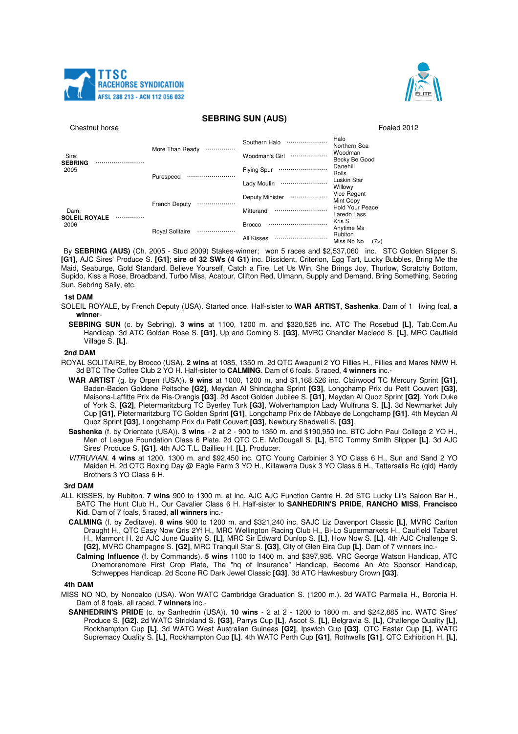TTSC RACEHORSE SYNDICATION
AFSL 288 213 - ACN 112 056 032

# SEBRING SUN (AUS)

Chestnut horse | Foaled 2012

| | | | |
|---|---|---|---|
| Sire: **SEBRING** 2005 | More Than Ready | Southern Halo | Halo |
| | | | Northern Sea |
| | | Woodman's Girl | Woodman |
| | | | Becky Be Good |
| | Purespeed | Flying Spur | Danehill |
| | | | Rolls |
| | | Lady Moulin | Luskin Star |
| | | | Willowy |
| Dam: **SOLEIL ROYALE** 2006 | French Deputy | Deputy Minister | Vice Regent |
| | | | Mint Copy |
| | | Mitterand | Hold Your Peace |
| | | | Laredo Lass |
| | Royal Solitaire | Brocco | Kris S |
| | | | Anytime Ms |
| | | All Kisses | Rubiton |
| | | | Miss No No (7>) |

By **SEBRING (AUS)** (Ch. 2005 - Stud 2009) Stakes-winner; won 5 races and $2,537,060 inc. STC Golden Slipper S. **[G1]**, AJC Sires' Produce S. **[G1]**; **sire of 32 SWs (4 G1)** inc. Dissident, Criterion, Egg Tart, Lucky Bubbles, Bring Me the Maid, Seaburge, Gold Standard, Believe Yourself, Catch a Fire, Let Us Win, She Brings Joy, Thurlow, Scratchy Bottom, Supido, Kiss a Rose, Broadband, Turbo Miss, Acatour, Clifton Red, Ulmann, Supply and Demand, Bring Something, Sebring Sun, Sebring Sally, etc.

### 1st DAM

SOLEIL ROYALE, by French Deputy (USA). Started once. Half-sister to **WAR ARTIST**, **Sashenka**. Dam of 1 living foal, **a winner**-

**SEBRING SUN** (c. by Sebring). **3 wins** at 1100, 1200 m. and $320,525 inc. ATC The Rosebud **[L]**, Tab.Com.Au Handicap. 3d ATC Golden Rose S. **[G1]**, Up and Coming S. **[G3]**, MVRC Chandler Macleod S. **[L]**, MRC Caulfield Village S. **[L]**.

### 2nd DAM

ROYAL SOLITAIRE, by Brocco (USA). **2 wins** at 1085, 1350 m. 2d QTC Awapuni 2 YO Fillies H., Fillies and Mares NMW H. 3d BTC The Coffee Club 2 YO H. Half-sister to **CALMING**. Dam of 6 foals, 5 raced, **4 winners** inc.-

**WAR ARTIST** (g. by Orpen (USA)). **9 wins** at 1000, 1200 m. and $1,168,526 inc. Clairwood TC Mercury Sprint **[G1]**, Baden-Baden Goldene Peitsche **[G2]**, Meydan Al Shindagha Sprint **[G3]**, Longchamp Prix du Petit Couvert **[G3]**, Maisons-Laffitte Prix de Ris-Orangis **[G3]**. 2d Ascot Golden Jubilee S. **[G1]**, Meydan Al Quoz Sprint **[G2]**, York Duke of York S. **[G2]**, Pietermaritzburg TC Byerley Turk **[G3]**, Wolverhampton Lady Wulfruna S. **[L]**. 3d Newmarket July Cup **[G1]**, Pietermaritzburg TC Golden Sprint **[G1]**, Longchamp Prix de l'Abbaye de Longchamp **[G1]**. 4th Meydan Al Quoz Sprint **[G3]**, Longchamp Prix du Petit Couvert **[G3]**, Newbury Shadwell S. **[G3]**.

**Sashenka** (f. by Orientate (USA)). **3 wins** - 2 at 2 - 900 to 1350 m. and $190,950 inc. BTC John Paul College 2 YO H., Men of League Foundation Class 6 Plate. 2d QTC C.E. McDougall S. **[L]**, BTC Tommy Smith Slipper **[L]**. 3d AJC Sires' Produce S. **[G1]**. 4th AJC T.L. Baillieu H. **[L]**. Producer.

*VITRUVIAN*. **4 wins** at 1200, 1300 m. and $92,450 inc. QTC Young Carbinier 3 YO Class 6 H., Sun and Sand 2 YO Maiden H. 2d QTC Boxing Day @ Eagle Farm 3 YO H., Killawarra Dusk 3 YO Class 6 H., Tattersalls Rc (qld) Hardy Brothers 3 YO Class 6 H.

### 3rd DAM

ALL KISSES, by Rubiton. **7 wins** 900 to 1300 m. at inc. AJC AJC Function Centre H. 2d STC Lucky Lil's Saloon Bar H., BATC The Hunt Club H., Our Cavalier Class 6 H. Half-sister to **SANHEDRIN'S PRIDE**, **RANCHO MISS**, **Francisco Kid**. Dam of 7 foals, 5 raced, **all winners** inc.-

**CALMING** (f. by Zeditave). **8 wins** 900 to 1200 m. and $321,240 inc. SAJC Liz Davenport Classic **[L]**, MVRC Carlton Draught H., QTC Easy Now Qris 2Yf H., MRC Wellington Racing Club H., Bi-Lo Supermarkets H., Caulfield Tabaret H., Marmont H. 2d AJC June Quality S. **[L]**, MRC Sir Edward Dunlop S. **[L]**, How Now S. **[L]**. 4th AJC Challenge S. **[G2]**, MVRC Champagne S. **[G2]**, MRC Tranquil Star S. **[G3]**, City of Glen Eira Cup **[L]**. Dam of 7 winners inc.-

**Calming Influence** (f. by Commands). **5 wins** 1100 to 1400 m. and $397,935. VRC George Watson Handicap, ATC Onemorenomore First Crop Plate, The "hq of Insurance" Handicap, Become An Atc Sponsor Handicap, Schweppes Handicap. 2d Scone RC Dark Jewel Classic **[G3]**. 3d ATC Hawkesbury Crown **[G3]**.

### 4th DAM

MISS NO NO, by Nonoalco (USA). Won WATC Cambridge Graduation S. (1200 m.). 2d WATC Parmelia H., Boronia H. Dam of 8 foals, all raced, **7 winners** inc.-

**SANHEDRIN'S PRIDE** (c. by Sanhedrin (USA)). **10 wins** - 2 at 2 - 1200 to 1800 m. and $242,885 inc. WATC Sires' Produce S. **[G2]**. 2d WATC Strickland S. **[G3]**, Parrys Cup **[L]**, Ascot S. **[L]**, Belgravia S. **[L]**, Challenge Quality **[L]**, Rockhampton Cup **[L]**. 3d WATC West Australian Guineas **[G2]**, Ipswich Cup **[G3]**, QTC Easter Cup **[L]**, WATC Supremacy Quality S. **[L]**, Rockhampton Cup **[L]**. 4th WATC Perth Cup **[G1]**, Rothwells **[G1]**, QTC Exhibition H. **[L]**,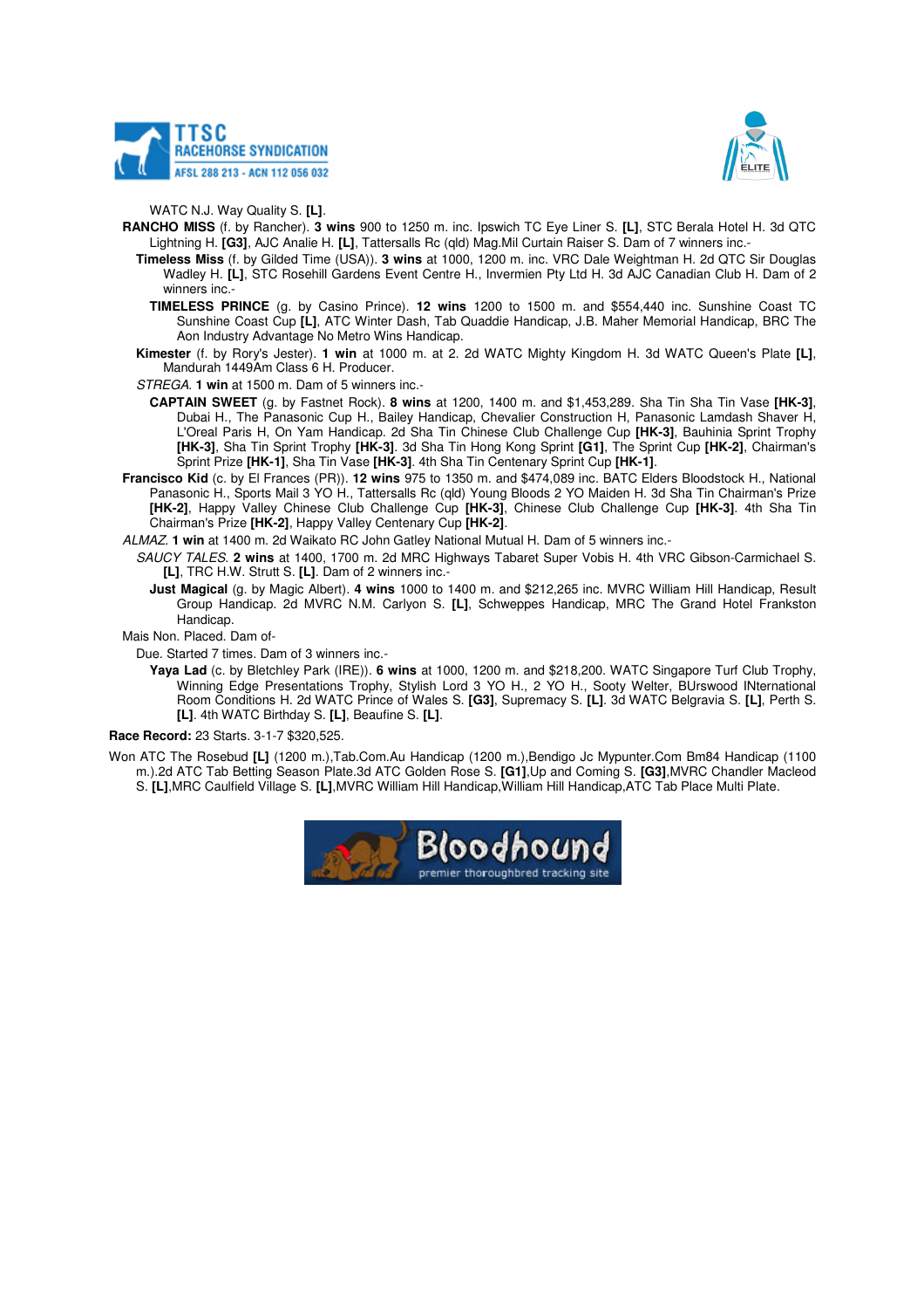WATC N.J. Way Quality S. **[L]**.

**RANCHO MISS** (f. by Rancher). **3 wins** 900 to 1250 m. inc. Ipswich TC Eye Liner S. **[L]**, STC Berala Hotel H. 3d QTC Lightning H. **[G3]**, AJC Analie H. **[L]**, Tattersalls Rc (qld) Mag.Mil Curtain Raiser S. Dam of 7 winners inc.-

**Timeless Miss** (f. by Gilded Time (USA)). **3 wins** at 1000, 1200 m. inc. VRC Dale Weightman H. 2d QTC Sir Douglas Wadley H. **[L]**, STC Rosehill Gardens Event Centre H., Invermien Pty Ltd H. 3d AJC Canadian Club H. Dam of 2 winners inc.-

**TIMELESS PRINCE** (g. by Casino Prince). **12 wins** 1200 to 1500 m. and $554,440 inc. Sunshine Coast TC Sunshine Coast Cup **[L]**, ATC Winter Dash, Tab Quaddie Handicap, J.B. Maher Memorial Handicap, BRC The Aon Industry Advantage No Metro Wins Handicap.

**Kimester** (f. by Rory's Jester). **1 win** at 1000 m. at 2. 2d WATC Mighty Kingdom H. 3d WATC Queen's Plate **[L]**, Mandurah 1449Am Class 6 H. Producer.

*STREGA*. **1 win** at 1500 m. Dam of 5 winners inc.-

**CAPTAIN SWEET** (g. by Fastnet Rock). **8 wins** at 1200, 1400 m. and $1,453,289. Sha Tin Sha Tin Vase **[HK-3]**, Dubai H., The Panasonic Cup H., Bailey Handicap, Chevalier Construction H, Panasonic Lamdash Shaver H, L'Oreal Paris H, On Yam Handicap. 2d Sha Tin Chinese Club Challenge Cup **[HK-3]**, Bauhinia Sprint Trophy **[HK-3]**, Sha Tin Sprint Trophy **[HK-3]**. 3d Sha Tin Hong Kong Sprint **[G1]**, The Sprint Cup **[HK-2]**, Chairman's Sprint Prize **[HK-1]**, Sha Tin Vase **[HK-3]**. 4th Sha Tin Centenary Sprint Cup **[HK-1]**.

**Francisco Kid** (c. by El Frances (PR)). **12 wins** 975 to 1350 m. and $474,089 inc. BATC Elders Bloodstock H., National Panasonic H., Sports Mail 3 YO H., Tattersalls Rc (qld) Young Bloods 2 YO Maiden H. 3d Sha Tin Chairman's Prize **[HK-2]**, Happy Valley Chinese Club Challenge Cup **[HK-3]**, Chinese Club Challenge Cup **[HK-3]**. 4th Sha Tin Chairman's Prize **[HK-2]**, Happy Valley Centenary Cup **[HK-2]**.

*ALMAZ*. **1 win** at 1400 m. 2d Waikato RC John Gatley National Mutual H. Dam of 5 winners inc.-

*SAUCY TALES*. **2 wins** at 1400, 1700 m. 2d MRC Highways Tabaret Super Vobis H. 4th VRC Gibson-Carmichael S. **[L]**, TRC H.W. Strutt S. **[L]**. Dam of 2 winners inc.-

**Just Magical** (g. by Magic Albert). **4 wins** 1000 to 1400 m. and $212,265 inc. MVRC William Hill Handicap, Result Group Handicap. 2d MVRC N.M. Carlyon S. **[L]**, Schweppes Handicap, MRC The Grand Hotel Frankston Handicap.

Mais Non. Placed. Dam of-

Due. Started 7 times. Dam of 3 winners inc.-

**Yaya Lad** (c. by Bletchley Park (IRE)). **6 wins** at 1000, 1200 m. and $218,200. WATC Singapore Turf Club Trophy, Winning Edge Presentations Trophy, Stylish Lord 3 YO H., 2 YO H., Sooty Welter, BUrswood INternational Room Conditions H. 2d WATC Prince of Wales S. **[G3]**, Supremacy S. **[L]**. 3d WATC Belgravia S. **[L]**, Perth S. **[L]**. 4th WATC Birthday S. **[L]**, Beaufine S. **[L]**.

**Race Record:** 23 Starts. 3-1-7 $320,525.

Won ATC The Rosebud **[L]** (1200 m.),Tab.Com.Au Handicap (1200 m.),Bendigo Jc Mypunter.Com Bm84 Handicap (1100 m.).2d ATC Tab Betting Season Plate.3d ATC Golden Rose S. **[G1]**,Up and Coming S. **[G3]**,MVRC Chandler Macleod S. **[L]**,MRC Caulfield Village S. **[L]**,MVRC William Hill Handicap,William Hill Handicap,ATC Tab Place Multi Plate.